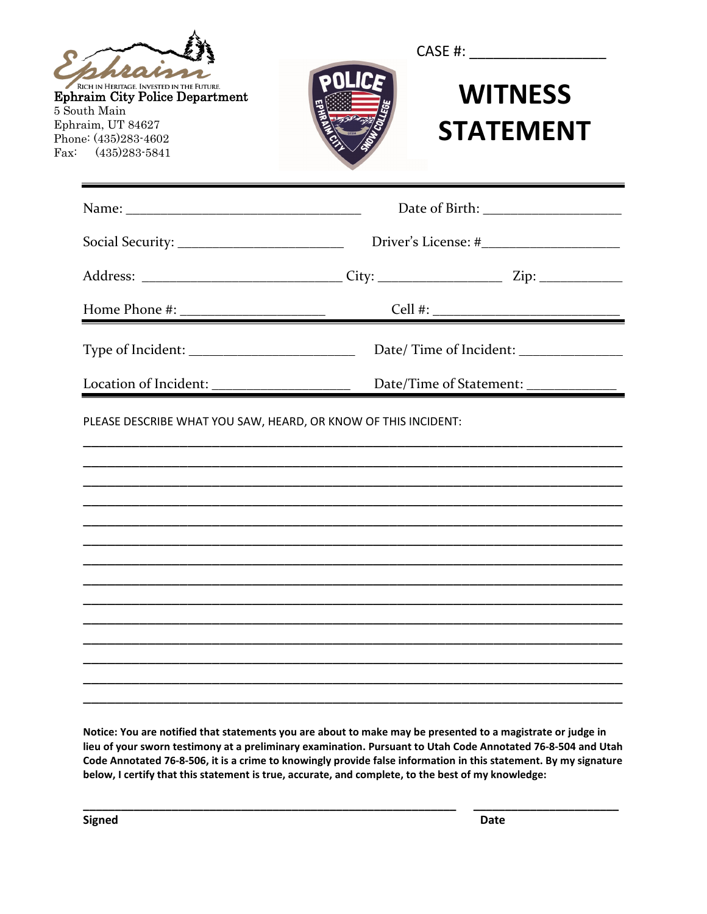RICH IN HERITAGE. INVESTED IN THE FUTURE.
**Ephraim City Police Department**
5 South Main
Ephraim, UT 84627
Phone: (435)283-4602
Fax: (435)283-5841

CASE #: ________________

# WITNESS STATEMENT

Name: _________________________________ Date of Birth: ___________________

Social Security: _______________________ Driver's License: #___________________

Address: ____________________________ City: _________________ Zip: ___________

Home Phone #: ____________________ Cell #: _________________________

Type of Incident: _______________________ Date/ Time of Incident: ______________

Location of Incident: ___________________ Date/Time of Statement: ____________

PLEASE DESCRIBE WHAT YOU SAW, HEARD, OR KNOW OF THIS INCIDENT:

______________________________________________________________________________

______________________________________________________________________________

______________________________________________________________________________

______________________________________________________________________________

______________________________________________________________________________

______________________________________________________________________________

______________________________________________________________________________

______________________________________________________________________________

______________________________________________________________________________

______________________________________________________________________________

______________________________________________________________________________

______________________________________________________________________________

______________________________________________________________________________

______________________________________________________________________________

**Notice: You are notified that statements you are about to make may be presented to a magistrate or judge in lieu of your sworn testimony at a preliminary examination. Pursuant to Utah Code Annotated 76-8-504 and Utah Code Annotated 76-8-506, it is a crime to knowingly provide false information in this statement. By my signature below, I certify that this statement is true, accurate, and complete, to the best of my knowledge:**

_______________________________________________________ _____________________

**Signed** **Date**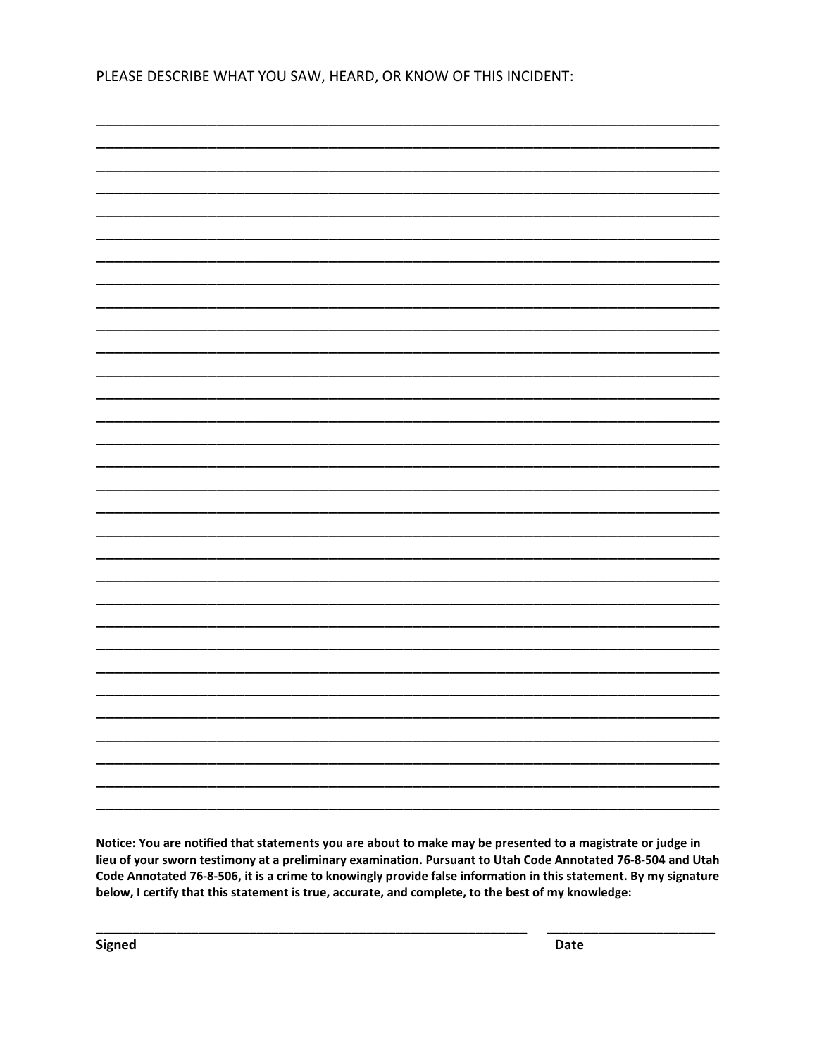PLEASE DESCRIBE WHAT YOU SAW, HEARD, OR KNOW OF THIS INCIDENT:

______________________________________________________________________________
______________________________________________________________________________
______________________________________________________________________________
______________________________________________________________________________
______________________________________________________________________________
______________________________________________________________________________
______________________________________________________________________________
______________________________________________________________________________
______________________________________________________________________________
______________________________________________________________________________
______________________________________________________________________________
______________________________________________________________________________
______________________________________________________________________________
______________________________________________________________________________
______________________________________________________________________________
______________________________________________________________________________
______________________________________________________________________________
______________________________________________________________________________
______________________________________________________________________________
______________________________________________________________________________
______________________________________________________________________________
______________________________________________________________________________
______________________________________________________________________________
______________________________________________________________________________
______________________________________________________________________________
______________________________________________________________________________
______________________________________________________________________________
______________________________________________________________________________
______________________________________________________________________________
______________________________________________________________________________

**Notice: You are notified that statements you are about to make may be presented to a magistrate or judge in lieu of your sworn testimony at a preliminary examination. Pursuant to Utah Code Annotated 76-8-504 and Utah Code Annotated 76-8-506, it is a crime to knowingly provide false information in this statement. By my signature below, I certify that this statement is true, accurate, and complete, to the best of my knowledge:**

_______________________________________________________ &nbsp;&nbsp;&nbsp; _____________________

**Signed** &nbsp;&nbsp;&nbsp;&nbsp;&nbsp;&nbsp;&nbsp;&nbsp;&nbsp;&nbsp;&nbsp;&nbsp;&nbsp;&nbsp;&nbsp;&nbsp;&nbsp;&nbsp;&nbsp;&nbsp;&nbsp;&nbsp;&nbsp;&nbsp;&nbsp;&nbsp;&nbsp;&nbsp;&nbsp;&nbsp;&nbsp;&nbsp;&nbsp;&nbsp;&nbsp;&nbsp;&nbsp;&nbsp;&nbsp;&nbsp; **Date**